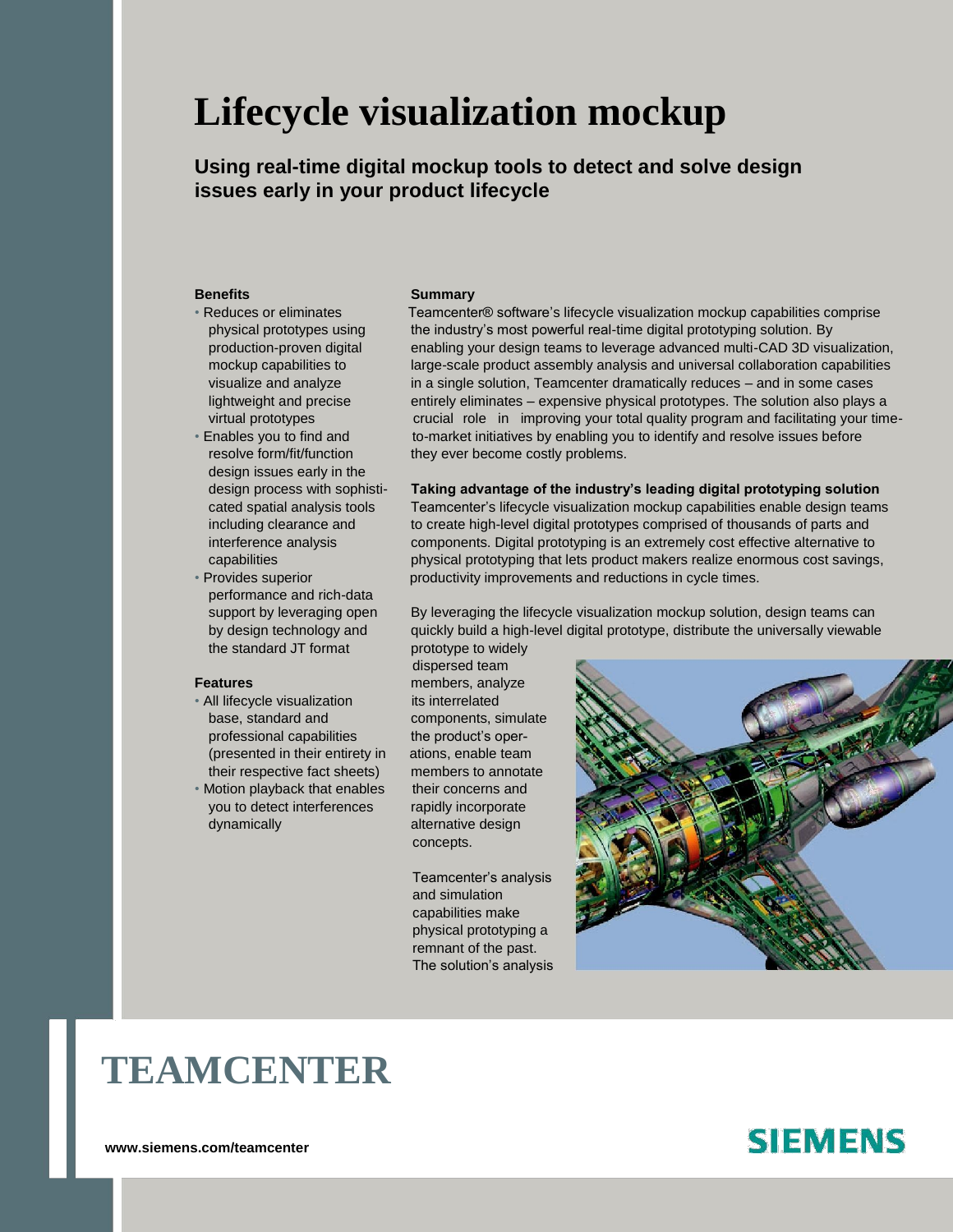# Lifecycle visualization mockup

## Using real-time digital mockup tools to detect and solve design issues early in your product lifecycle

**Benefits**

- Reduces or eliminates physical prototypes using production-proven digital mockup capabilities to visualize and analyze lightweight and precise virtual prototypes
- Enables you to find and resolve form/fit/function design issues early in the design process with sophisticated spatial analysis tools including clearance and interference analysis capabilities
- Provides superior performance and rich-data support by leveraging open by design technology and the standard JT format

**Features**

- All lifecycle visualization base, standard and professional capabilities (presented in their entirety in their respective fact sheets)
- Motion playback that enables you to detect interferences dynamically

**Summary**

Teamcenter® software's lifecycle visualization mockup capabilities comprise the industry's most powerful real-time digital prototyping solution. By enabling your design teams to leverage advanced multi-CAD 3D visualization, large-scale product assembly analysis and universal collaboration capabilities in a single solution, Teamcenter dramatically reduces – and in some cases entirely eliminates – expensive physical prototypes. The solution also plays a crucial role in improving your total quality program and facilitating your time-to-market initiatives by enabling you to identify and resolve issues before they ever become costly problems.

**Taking advantage of the industry's leading digital prototyping solution**

Teamcenter's lifecycle visualization mockup capabilities enable design teams to create high-level digital prototypes comprised of thousands of parts and components. Digital prototyping is an extremely cost effective alternative to physical prototyping that lets product makers realize enormous cost savings, productivity improvements and reductions in cycle times.

By leveraging the lifecycle visualization mockup solution, design teams can quickly build a high-level digital prototype, distribute the universally viewable prototype to widely dispersed team members, analyze its interrelated components, simulate the product's operations, enable team members to annotate their concerns and rapidly incorporate alternative design concepts.

Teamcenter's analysis and simulation capabilities make physical prototyping a remnant of the past. The solution's analysis

**TEAMCENTER**

www.siemens.com/teamcenter

SIEMENS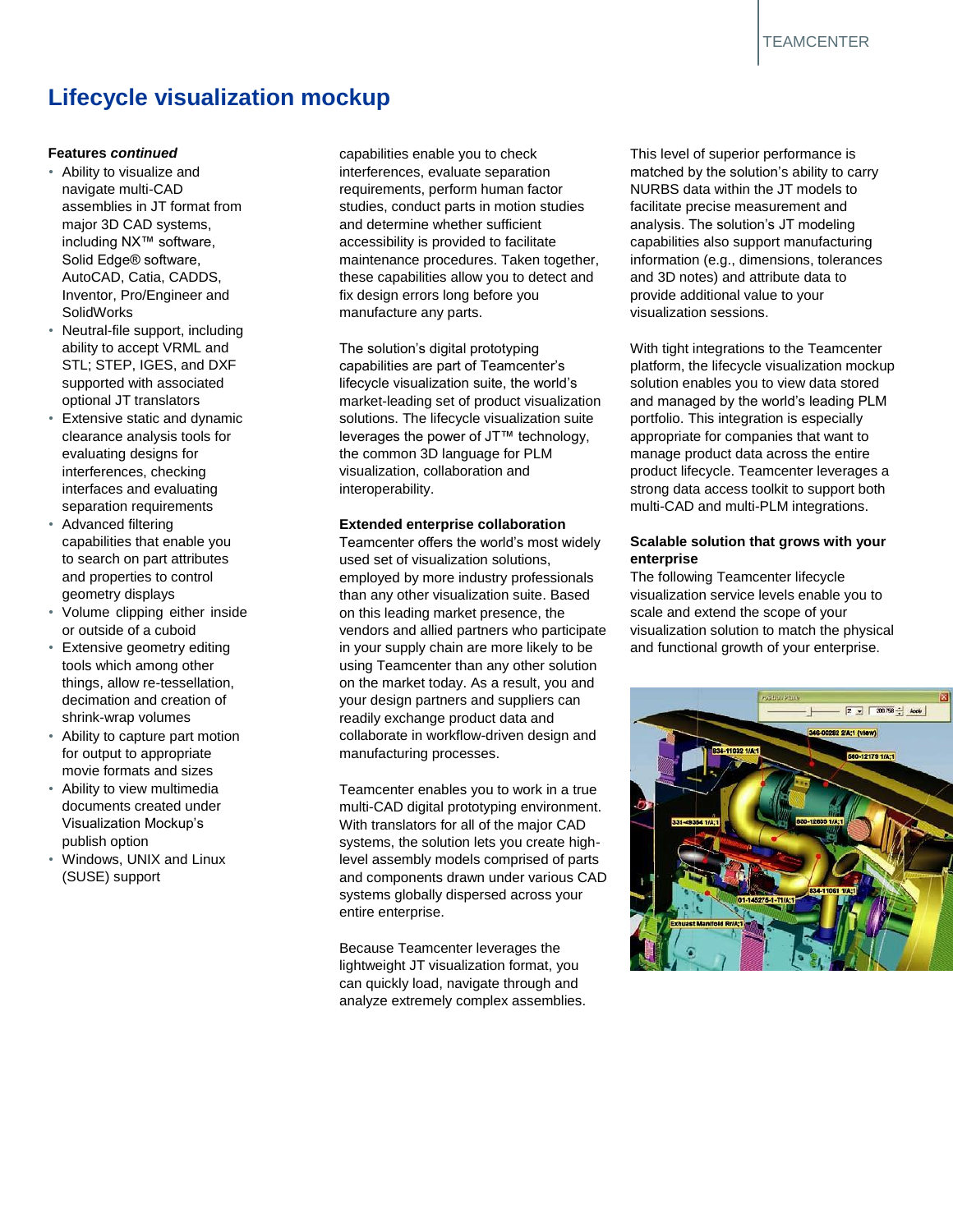# Lifecycle visualization mockup

**Features *continued***

- Ability to visualize and navigate multi-CAD assemblies in JT format from major 3D CAD systems, including NX™ software, Solid Edge® software, AutoCAD, Catia, CADDS, Inventor, Pro/Engineer and SolidWorks
- Neutral-file support, including ability to accept VRML and STL; STEP, IGES, and DXF supported with associated optional JT translators
- Extensive static and dynamic clearance analysis tools for evaluating designs for interferences, checking interfaces and evaluating separation requirements
- Advanced filtering capabilities that enable you to search on part attributes and properties to control geometry displays
- Volume clipping either inside or outside of a cuboid
- Extensive geometry editing tools which among other things, allow re-tessellation, decimation and creation of shrink-wrap volumes
- Ability to capture part motion for output to appropriate movie formats and sizes
- Ability to view multimedia documents created under Visualization Mockup's publish option
- Windows, UNIX and Linux (SUSE) support

capabilities enable you to check interferences, evaluate separation requirements, perform human factor studies, conduct parts in motion studies and determine whether sufficient accessibility is provided to facilitate maintenance procedures. Taken together, these capabilities allow you to detect and fix design errors long before you manufacture any parts.

The solution's digital prototyping capabilities are part of Teamcenter's lifecycle visualization suite, the world's market-leading set of product visualization solutions. The lifecycle visualization suite leverages the power of JT™ technology, the common 3D language for PLM visualization, collaboration and interoperability.

**Extended enterprise collaboration**

Teamcenter offers the world's most widely used set of visualization solutions, employed by more industry professionals than any other visualization suite. Based on this leading market presence, the vendors and allied partners who participate in your supply chain are more likely to be using Teamcenter than any other solution on the market today. As a result, you and your design partners and suppliers can readily exchange product data and collaborate in workflow-driven design and manufacturing processes.

Teamcenter enables you to work in a true multi-CAD digital prototyping environment. With translators for all of the major CAD systems, the solution lets you create high-level assembly models comprised of parts and components drawn under various CAD systems globally dispersed across your entire enterprise.

Because Teamcenter leverages the lightweight JT visualization format, you can quickly load, navigate through and analyze extremely complex assemblies.

This level of superior performance is matched by the solution's ability to carry NURBS data within the JT models to facilitate precise measurement and analysis. The solution's JT modeling capabilities also support manufacturing information (e.g., dimensions, tolerances and 3D notes) and attribute data to provide additional value to your visualization sessions.

With tight integrations to the Teamcenter platform, the lifecycle visualization mockup solution enables you to view data stored and managed by the world's leading PLM portfolio. This integration is especially appropriate for companies that want to manage product data across the entire product lifecycle. Teamcenter leverages a strong data access toolkit to support both multi-CAD and multi-PLM integrations.

**Scalable solution that grows with your enterprise**

The following Teamcenter lifecycle visualization service levels enable you to scale and extend the scope of your visualization solution to match the physical and functional growth of your enterprise.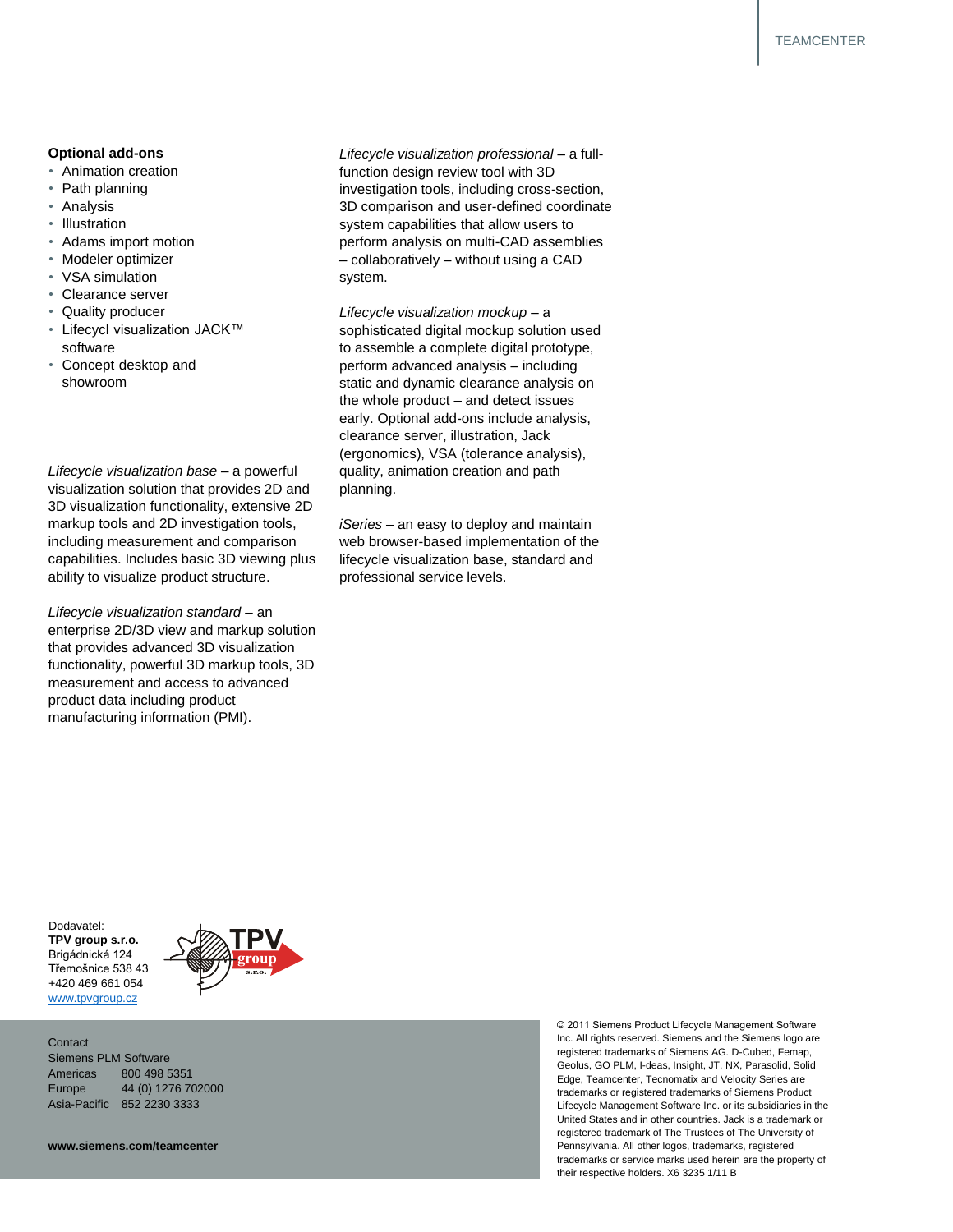**Optional add-ons**

- Animation creation
- Path planning
- Analysis
- Illustration
- Adams import motion
- Modeler optimizer
- VSA simulation
- Clearance server
- Quality producer
- Lifecycl visualization JACK™ software
- Concept desktop and showroom

*Lifecycle visualization base* – a powerful visualization solution that provides 2D and 3D visualization functionality, extensive 2D markup tools and 2D investigation tools, including measurement and comparison capabilities. Includes basic 3D viewing plus ability to visualize product structure.

*Lifecycle visualization standard* – an enterprise 2D/3D view and markup solution that provides advanced 3D visualization functionality, powerful 3D markup tools, 3D measurement and access to advanced product data including product manufacturing information (PMI).

*Lifecycle visualization professional* – a full-function design review tool with 3D investigation tools, including cross-section, 3D comparison and user-defined coordinate system capabilities that allow users to perform analysis on multi-CAD assemblies – collaboratively – without using a CAD system.

*Lifecycle visualization mockup* – a sophisticated digital mockup solution used to assemble a complete digital prototype, perform advanced analysis – including static and dynamic clearance analysis on the whole product – and detect issues early. Optional add-ons include analysis, clearance server, illustration, Jack (ergonomics), VSA (tolerance analysis), quality, animation creation and path planning.

*iSeries* – an easy to deploy and maintain web browser-based implementation of the lifecycle visualization base, standard and professional service levels.

Dodavatel:
**TPV group s.r.o.**
Brigádnická 124
Třemošnice 538 43
+420 469 661 054
www.tpvgroup.cz

Contact
Siemens PLM Software

| | |
|---|---|
| Americas | 800 498 5351 |
| Europe | 44 (0) 1276 702000 |
| Asia-Pacific | 852 2230 3333 |

**www.siemens.com/teamcenter**

© 2011 Siemens Product Lifecycle Management Software Inc. All rights reserved. Siemens and the Siemens logo are registered trademarks of Siemens AG. D-Cubed, Femap, Geolus, GO PLM, I-deas, Insight, JT, NX, Parasolid, Solid Edge, Teamcenter, Tecnomatix and Velocity Series are trademarks or registered trademarks of Siemens Product Lifecycle Management Software Inc. or its subsidiaries in the United States and in other countries. Jack is a trademark or registered trademark of The Trustees of The University of Pennsylvania. All other logos, trademarks, registered trademarks or service marks used herein are the property of their respective holders. X6 3235 1/11 B